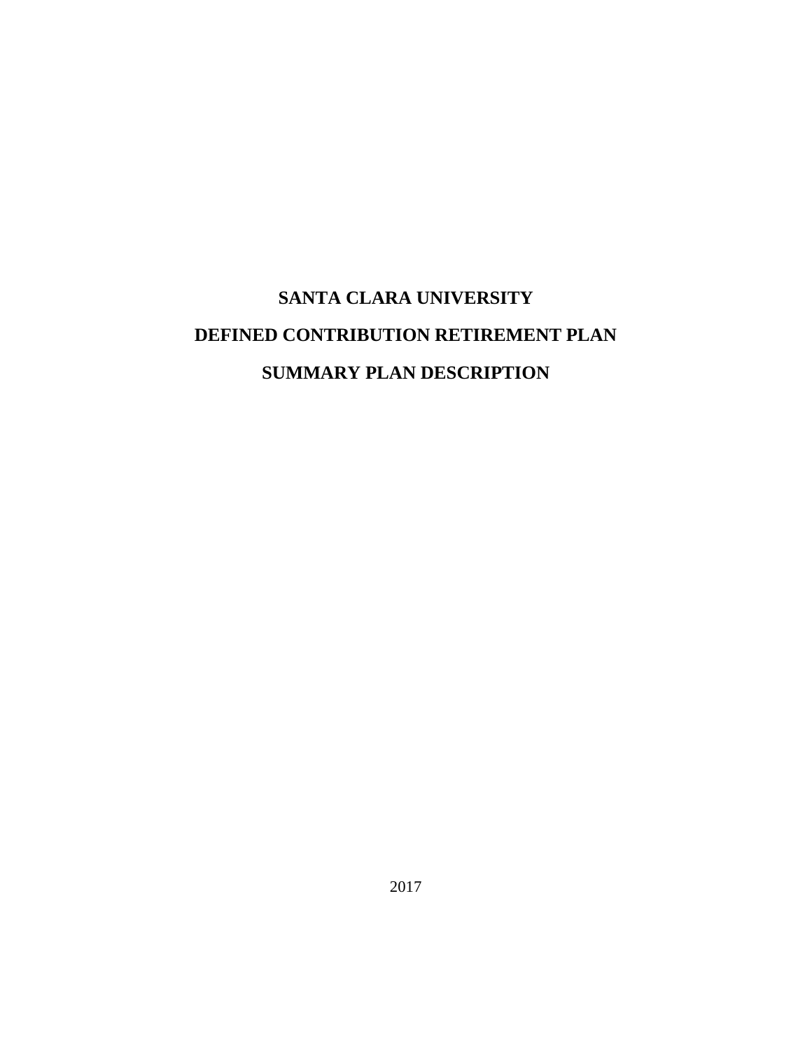# SANTA CLARA UNIVERSITY

# DEFINED CONTRIBUTION RETIREMENT PLAN

# SUMMARY PLAN DESCRIPTION

2017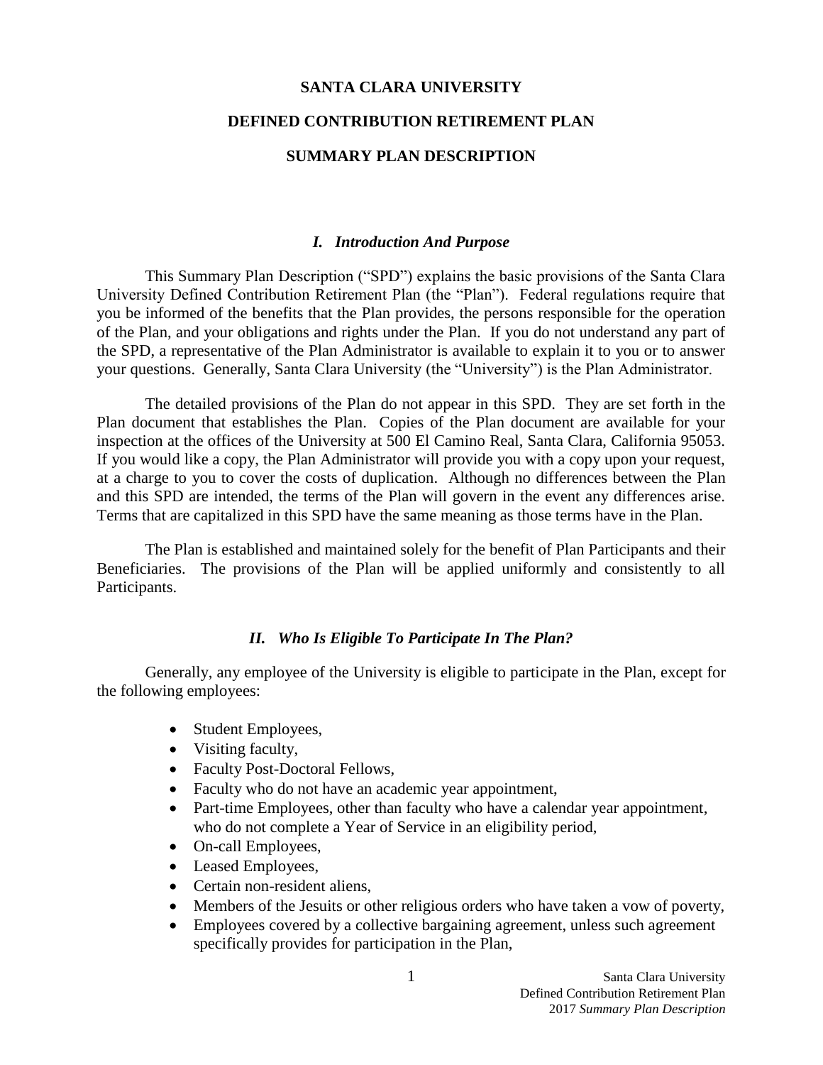# SANTA CLARA UNIVERSITY

# DEFINED CONTRIBUTION RETIREMENT PLAN

# SUMMARY PLAN DESCRIPTION

## *I. Introduction And Purpose*

This Summary Plan Description ("SPD") explains the basic provisions of the Santa Clara University Defined Contribution Retirement Plan (the "Plan"). Federal regulations require that you be informed of the benefits that the Plan provides, the persons responsible for the operation of the Plan, and your obligations and rights under the Plan. If you do not understand any part of the SPD, a representative of the Plan Administrator is available to explain it to you or to answer your questions. Generally, Santa Clara University (the "University") is the Plan Administrator.

The detailed provisions of the Plan do not appear in this SPD. They are set forth in the Plan document that establishes the Plan. Copies of the Plan document are available for your inspection at the offices of the University at 500 El Camino Real, Santa Clara, California 95053. If you would like a copy, the Plan Administrator will provide you with a copy upon your request, at a charge to you to cover the costs of duplication. Although no differences between the Plan and this SPD are intended, the terms of the Plan will govern in the event any differences arise. Terms that are capitalized in this SPD have the same meaning as those terms have in the Plan.

The Plan is established and maintained solely for the benefit of Plan Participants and their Beneficiaries. The provisions of the Plan will be applied uniformly and consistently to all Participants.

## *II. Who Is Eligible To Participate In The Plan?*

Generally, any employee of the University is eligible to participate in the Plan, except for the following employees:

- Student Employees,
- Visiting faculty,
- Faculty Post-Doctoral Fellows,
- Faculty who do not have an academic year appointment,
- Part-time Employees, other than faculty who have a calendar year appointment, who do not complete a Year of Service in an eligibility period,
- On-call Employees,
- Leased Employees,
- Certain non-resident aliens,
- Members of the Jesuits or other religious orders who have taken a vow of poverty,
- Employees covered by a collective bargaining agreement, unless such agreement specifically provides for participation in the Plan,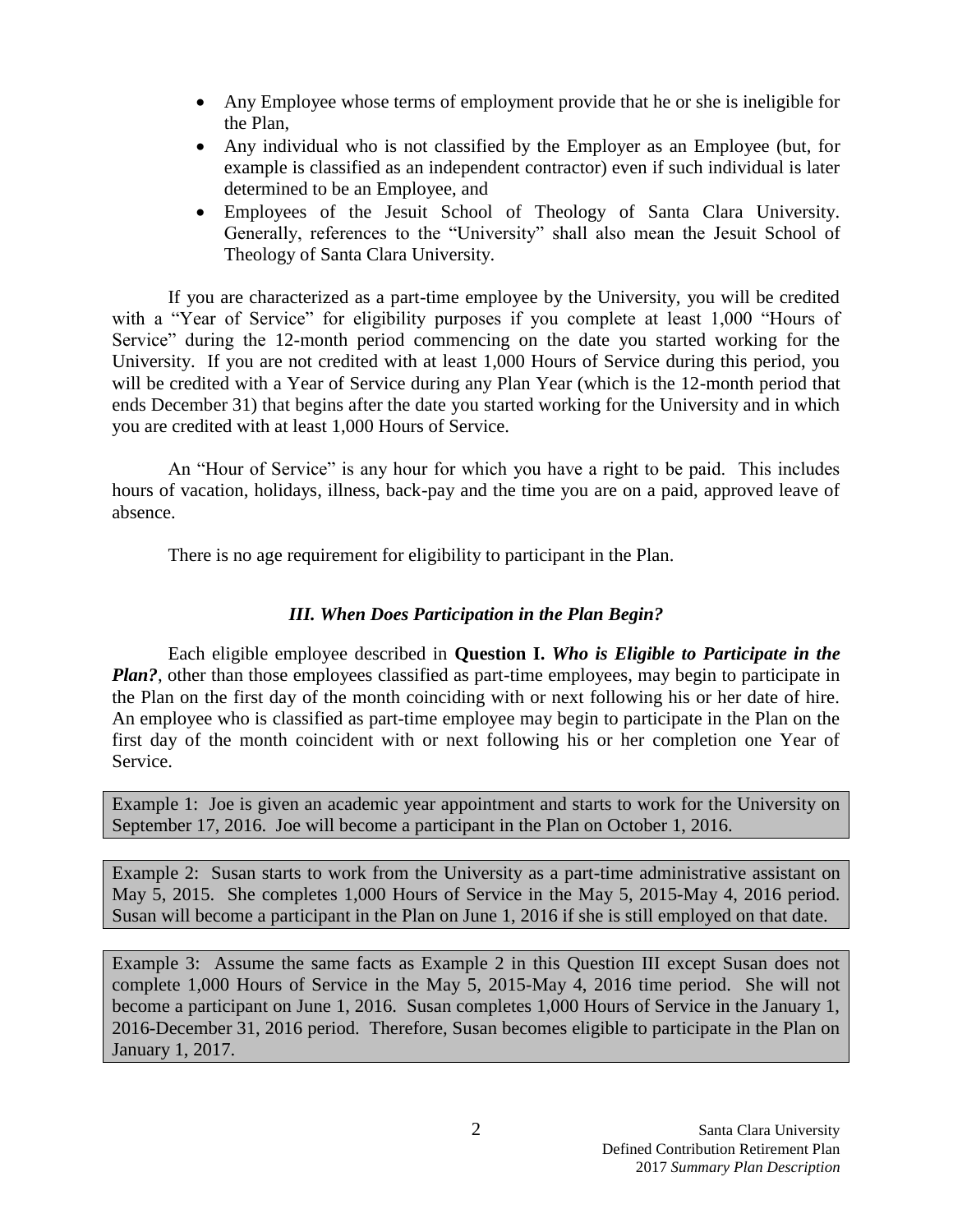- Any Employee whose terms of employment provide that he or she is ineligible for the Plan,
- Any individual who is not classified by the Employer as an Employee (but, for example is classified as an independent contractor) even if such individual is later determined to be an Employee, and
- Employees of the Jesuit School of Theology of Santa Clara University. Generally, references to the "University" shall also mean the Jesuit School of Theology of Santa Clara University.

If you are characterized as a part-time employee by the University, you will be credited with a "Year of Service" for eligibility purposes if you complete at least 1,000 "Hours of Service" during the 12-month period commencing on the date you started working for the University. If you are not credited with at least 1,000 Hours of Service during this period, you will be credited with a Year of Service during any Plan Year (which is the 12-month period that ends December 31) that begins after the date you started working for the University and in which you are credited with at least 1,000 Hours of Service.

An "Hour of Service" is any hour for which you have a right to be paid. This includes hours of vacation, holidays, illness, back-pay and the time you are on a paid, approved leave of absence.

There is no age requirement for eligibility to participant in the Plan.

### *III. When Does Participation in the Plan Begin?*

Each eligible employee described in **Question I.** ***Who is Eligible to Participate in the Plan?***, other than those employees classified as part-time employees, may begin to participate in the Plan on the first day of the month coinciding with or next following his or her date of hire. An employee who is classified as part-time employee may begin to participate in the Plan on the first day of the month coincident with or next following his or her completion one Year of Service.

> Example 1: Joe is given an academic year appointment and starts to work for the University on September 17, 2016. Joe will become a participant in the Plan on October 1, 2016.

> Example 2: Susan starts to work from the University as a part-time administrative assistant on May 5, 2015. She completes 1,000 Hours of Service in the May 5, 2015-May 4, 2016 period. Susan will become a participant in the Plan on June 1, 2016 if she is still employed on that date.

> Example 3: Assume the same facts as Example 2 in this Question III except Susan does not complete 1,000 Hours of Service in the May 5, 2015-May 4, 2016 time period. She will not become a participant on June 1, 2016. Susan completes 1,000 Hours of Service in the January 1, 2016-December 31, 2016 period. Therefore, Susan becomes eligible to participate in the Plan on January 1, 2017.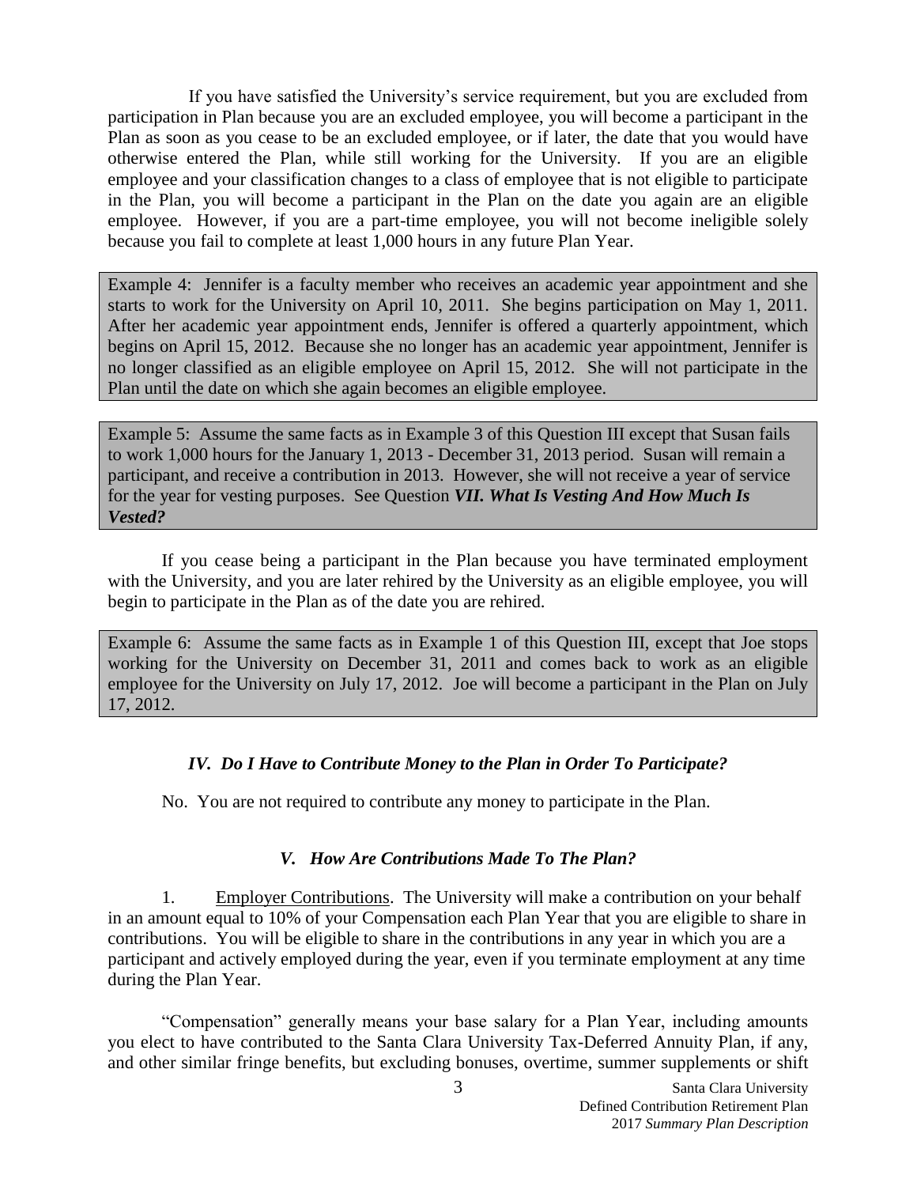If you have satisfied the University's service requirement, but you are excluded from participation in Plan because you are an excluded employee, you will become a participant in the Plan as soon as you cease to be an excluded employee, or if later, the date that you would have otherwise entered the Plan, while still working for the University. If you are an eligible employee and your classification changes to a class of employee that is not eligible to participate in the Plan, you will become a participant in the Plan on the date you again are an eligible employee. However, if you are a part-time employee, you will not become ineligible solely because you fail to complete at least 1,000 hours in any future Plan Year.

> Example 4: Jennifer is a faculty member who receives an academic year appointment and she starts to work for the University on April 10, 2011. She begins participation on May 1, 2011. After her academic year appointment ends, Jennifer is offered a quarterly appointment, which begins on April 15, 2012. Because she no longer has an academic year appointment, Jennifer is no longer classified as an eligible employee on April 15, 2012. She will not participate in the Plan until the date on which she again becomes an eligible employee.

> Example 5: Assume the same facts as in Example 3 of this Question III except that Susan fails to work 1,000 hours for the January 1, 2013 - December 31, 2013 period. Susan will remain a participant, and receive a contribution in 2013. However, she will not receive a year of service for the year for vesting purposes. See Question ***VII. What Is Vesting And How Much Is Vested?***

If you cease being a participant in the Plan because you have terminated employment with the University, and you are later rehired by the University as an eligible employee, you will begin to participate in the Plan as of the date you are rehired.

> Example 6: Assume the same facts as in Example 1 of this Question III, except that Joe stops working for the University on December 31, 2011 and comes back to work as an eligible employee for the University on July 17, 2012. Joe will become a participant in the Plan on July 17, 2012.

### *IV. Do I Have to Contribute Money to the Plan in Order To Participate?*

No. You are not required to contribute any money to participate in the Plan.

### *V. How Are Contributions Made To The Plan?*

1. Employer Contributions. The University will make a contribution on your behalf in an amount equal to 10% of your Compensation each Plan Year that you are eligible to share in contributions. You will be eligible to share in the contributions in any year in which you are a participant and actively employed during the year, even if you terminate employment at any time during the Plan Year.

"Compensation" generally means your base salary for a Plan Year, including amounts you elect to have contributed to the Santa Clara University Tax-Deferred Annuity Plan, if any, and other similar fringe benefits, but excluding bonuses, overtime, summer supplements or shift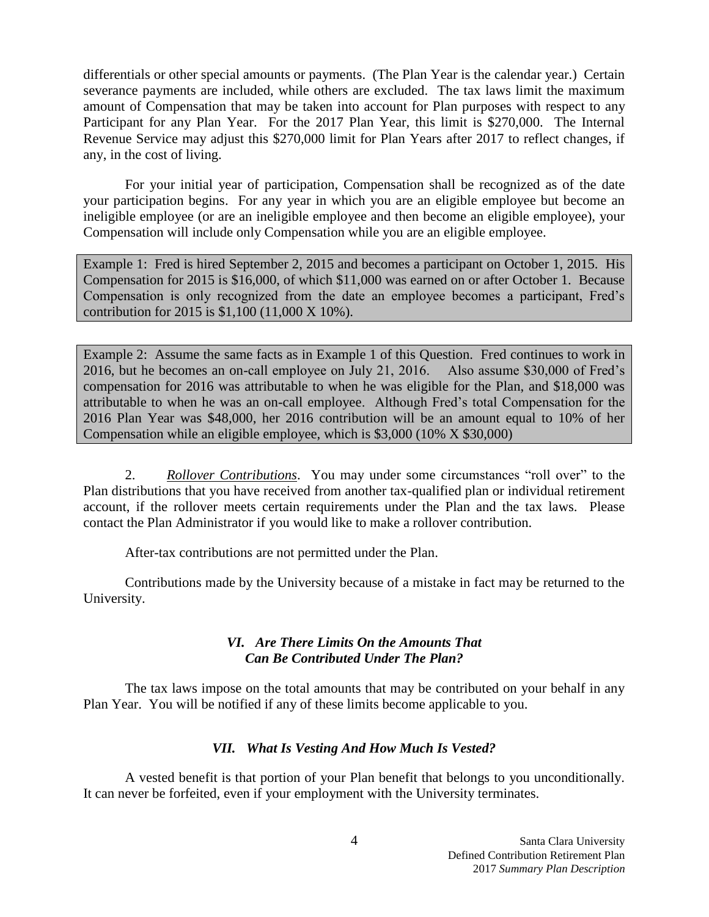differentials or other special amounts or payments. (The Plan Year is the calendar year.) Certain severance payments are included, while others are excluded. The tax laws limit the maximum amount of Compensation that may be taken into account for Plan purposes with respect to any Participant for any Plan Year. For the 2017 Plan Year, this limit is $270,000. The Internal Revenue Service may adjust this $270,000 limit for Plan Years after 2017 to reflect changes, if any, in the cost of living.

For your initial year of participation, Compensation shall be recognized as of the date your participation begins. For any year in which you are an eligible employee but become an ineligible employee (or are an ineligible employee and then become an eligible employee), your Compensation will include only Compensation while you are an eligible employee.

> Example 1: Fred is hired September 2, 2015 and becomes a participant on October 1, 2015. His Compensation for 2015 is $16,000, of which $11,000 was earned on or after October 1. Because Compensation is only recognized from the date an employee becomes a participant, Fred's contribution for 2015 is $1,100 (11,000 X 10%).

> Example 2: Assume the same facts as in Example 1 of this Question. Fred continues to work in 2016, but he becomes an on-call employee on July 21, 2016. Also assume $30,000 of Fred's compensation for 2016 was attributable to when he was eligible for the Plan, and $18,000 was attributable to when he was an on-call employee. Although Fred's total Compensation for the 2016 Plan Year was $48,000, her 2016 contribution will be an amount equal to 10% of her Compensation while an eligible employee, which is $3,000 (10% X $30,000)

2. ***Rollover Contributions***. You may under some circumstances "roll over" to the Plan distributions that you have received from another tax-qualified plan or individual retirement account, if the rollover meets certain requirements under the Plan and the tax laws. Please contact the Plan Administrator if you would like to make a rollover contribution.

After-tax contributions are not permitted under the Plan.

Contributions made by the University because of a mistake in fact may be returned to the University.

### *VI. Are There Limits On the Amounts That Can Be Contributed Under The Plan?*

The tax laws impose on the total amounts that may be contributed on your behalf in any Plan Year. You will be notified if any of these limits become applicable to you.

### *VII. What Is Vesting And How Much Is Vested?*

A vested benefit is that portion of your Plan benefit that belongs to you unconditionally. It can never be forfeited, even if your employment with the University terminates.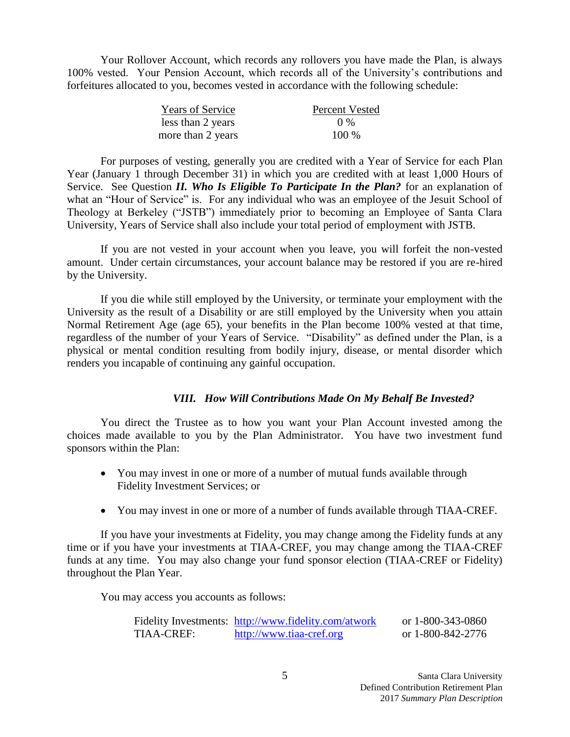Your Rollover Account, which records any rollovers you have made the Plan, is always 100% vested. Your Pension Account, which records all of the University's contributions and forfeitures allocated to you, becomes vested in accordance with the following schedule:

| Years of Service | Percent Vested |
|---|---|
| less than 2 years | 0 % |
| more than 2 years | 100 % |

For purposes of vesting, generally you are credited with a Year of Service for each Plan Year (January 1 through December 31) in which you are credited with at least 1,000 Hours of Service. See Question ***II. Who Is Eligible To Participate In the Plan?*** for an explanation of what an "Hour of Service" is. For any individual who was an employee of the Jesuit School of Theology at Berkeley ("JSTB") immediately prior to becoming an Employee of Santa Clara University, Years of Service shall also include your total period of employment with JSTB.

If you are not vested in your account when you leave, you will forfeit the non-vested amount. Under certain circumstances, your account balance may be restored if you are re-hired by the University.

If you die while still employed by the University, or terminate your employment with the University as the result of a Disability or are still employed by the University when you attain Normal Retirement Age (age 65), your benefits in the Plan become 100% vested at that time, regardless of the number of your Years of Service. "Disability" as defined under the Plan, is a physical or mental condition resulting from bodily injury, disease, or mental disorder which renders you incapable of continuing any gainful occupation.

### *VIII. How Will Contributions Made On My Behalf Be Invested?*

You direct the Trustee as to how you want your Plan Account invested among the choices made available to you by the Plan Administrator. You have two investment fund sponsors within the Plan:

- You may invest in one or more of a number of mutual funds available through Fidelity Investment Services; or
- You may invest in one or more of a number of funds available through TIAA-CREF.

If you have your investments at Fidelity, you may change among the Fidelity funds at any time or if you have your investments at TIAA-CREF, you may change among the TIAA-CREF funds at any time. You may also change your fund sponsor election (TIAA-CREF or Fidelity) throughout the Plan Year.

You may access you accounts as follows:

| | | |
|---|---|---|
| Fidelity Investments: | http://www.fidelity.com/atwork | or 1-800-343-0860 |
| TIAA-CREF: | http://www.tiaa-cref.org | or 1-800-842-2776 |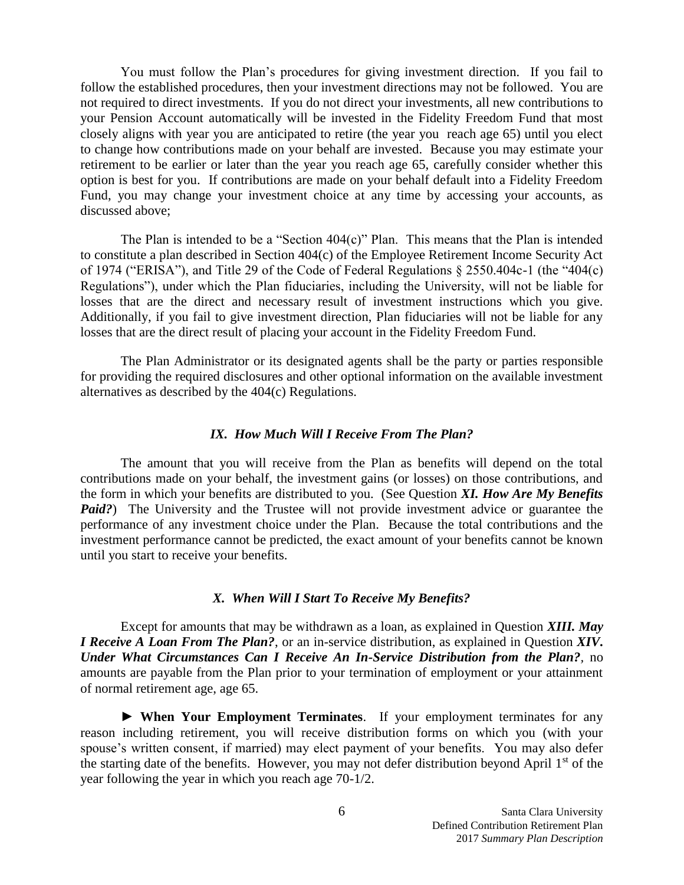You must follow the Plan's procedures for giving investment direction. If you fail to follow the established procedures, then your investment directions may not be followed. You are not required to direct investments. If you do not direct your investments, all new contributions to your Pension Account automatically will be invested in the Fidelity Freedom Fund that most closely aligns with year you are anticipated to retire (the year you reach age 65) until you elect to change how contributions made on your behalf are invested. Because you may estimate your retirement to be earlier or later than the year you reach age 65, carefully consider whether this option is best for you. If contributions are made on your behalf default into a Fidelity Freedom Fund, you may change your investment choice at any time by accessing your accounts, as discussed above;

The Plan is intended to be a "Section 404(c)" Plan. This means that the Plan is intended to constitute a plan described in Section 404(c) of the Employee Retirement Income Security Act of 1974 ("ERISA"), and Title 29 of the Code of Federal Regulations § 2550.404c-1 (the "404(c) Regulations"), under which the Plan fiduciaries, including the University, will not be liable for losses that are the direct and necessary result of investment instructions which you give. Additionally, if you fail to give investment direction, Plan fiduciaries will not be liable for any losses that are the direct result of placing your account in the Fidelity Freedom Fund.

The Plan Administrator or its designated agents shall be the party or parties responsible for providing the required disclosures and other optional information on the available investment alternatives as described by the 404(c) Regulations.

### *IX. How Much Will I Receive From The Plan?*

The amount that you will receive from the Plan as benefits will depend on the total contributions made on your behalf, the investment gains (or losses) on those contributions, and the form in which your benefits are distributed to you. (See Question ***XI. How Are My Benefits Paid?***) The University and the Trustee will not provide investment advice or guarantee the performance of any investment choice under the Plan. Because the total contributions and the investment performance cannot be predicted, the exact amount of your benefits cannot be known until you start to receive your benefits.

### *X. When Will I Start To Receive My Benefits?*

Except for amounts that may be withdrawn as a loan, as explained in Question ***XIII. May I Receive A Loan From The Plan?***, or an in-service distribution, as explained in Question ***XIV. Under What Circumstances Can I Receive An In-Service Distribution from the Plan?***, no amounts are payable from the Plan prior to your termination of employment or your attainment of normal retirement age, age 65.

► **When Your Employment Terminates**. If your employment terminates for any reason including retirement, you will receive distribution forms on which you (with your spouse's written consent, if married) may elect payment of your benefits. You may also defer the starting date of the benefits. However, you may not defer distribution beyond April 1st of the year following the year in which you reach age 70-1/2.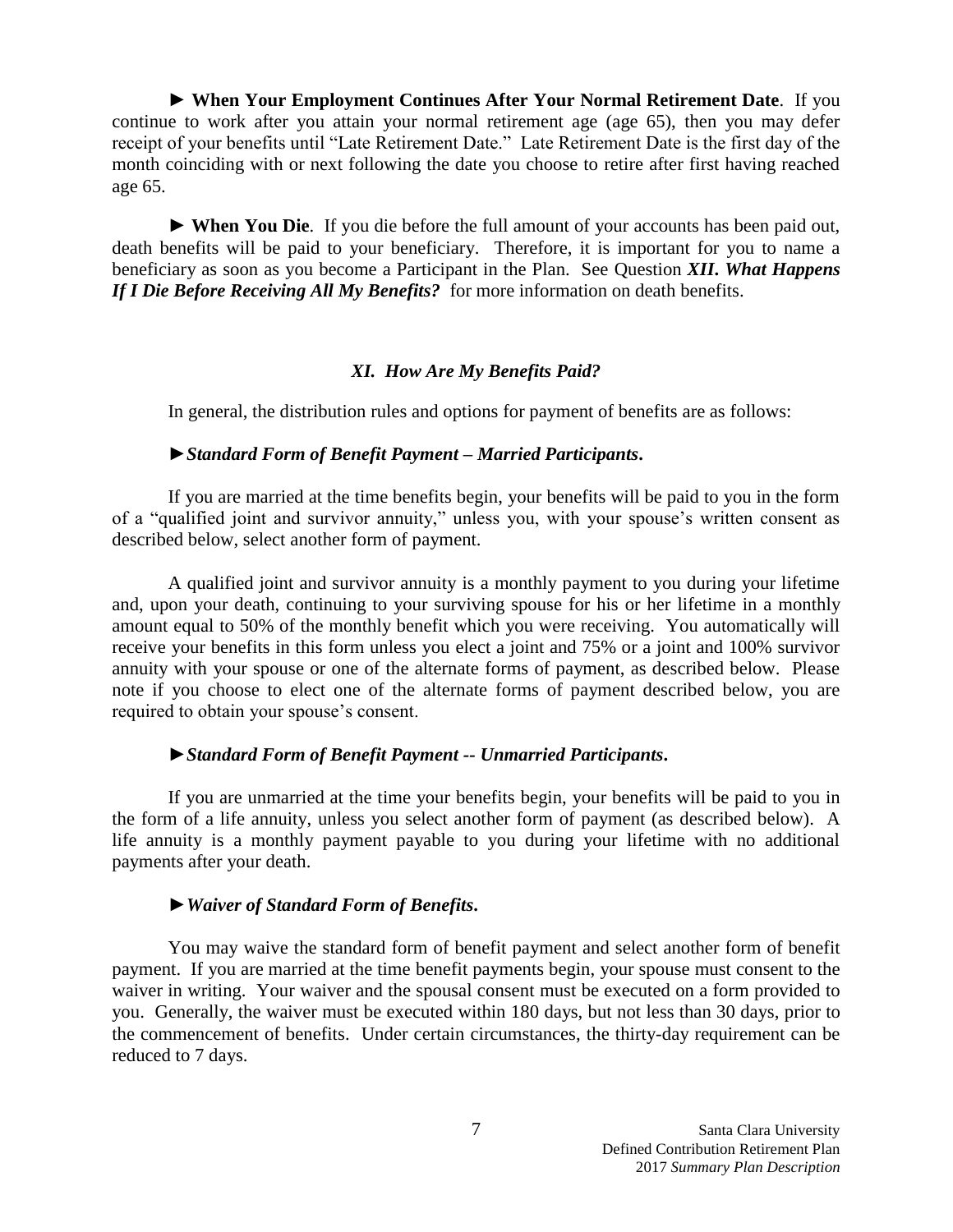► **When Your Employment Continues After Your Normal Retirement Date**. If you continue to work after you attain your normal retirement age (age 65), then you may defer receipt of your benefits until "Late Retirement Date." Late Retirement Date is the first day of the month coinciding with or next following the date you choose to retire after first having reached age 65.

► **When You Die**. If you die before the full amount of your accounts has been paid out, death benefits will be paid to your beneficiary. Therefore, it is important for you to name a beneficiary as soon as you become a Participant in the Plan. See Question ***XII. What Happens If I Die Before Receiving All My Benefits?*** for more information on death benefits.

## *XI. How Are My Benefits Paid?*

In general, the distribution rules and options for payment of benefits are as follows:

►***Standard Form of Benefit Payment – Married Participants***.

If you are married at the time benefits begin, your benefits will be paid to you in the form of a "qualified joint and survivor annuity," unless you, with your spouse's written consent as described below, select another form of payment.

A qualified joint and survivor annuity is a monthly payment to you during your lifetime and, upon your death, continuing to your surviving spouse for his or her lifetime in a monthly amount equal to 50% of the monthly benefit which you were receiving. You automatically will receive your benefits in this form unless you elect a joint and 75% or a joint and 100% survivor annuity with your spouse or one of the alternate forms of payment, as described below. Please note if you choose to elect one of the alternate forms of payment described below, you are required to obtain your spouse's consent.

►***Standard Form of Benefit Payment -- Unmarried Participants***.

If you are unmarried at the time your benefits begin, your benefits will be paid to you in the form of a life annuity, unless you select another form of payment (as described below). A life annuity is a monthly payment payable to you during your lifetime with no additional payments after your death.

►***Waiver of Standard Form of Benefits***.

You may waive the standard form of benefit payment and select another form of benefit payment. If you are married at the time benefit payments begin, your spouse must consent to the waiver in writing. Your waiver and the spousal consent must be executed on a form provided to you. Generally, the waiver must be executed within 180 days, but not less than 30 days, prior to the commencement of benefits. Under certain circumstances, the thirty-day requirement can be reduced to 7 days.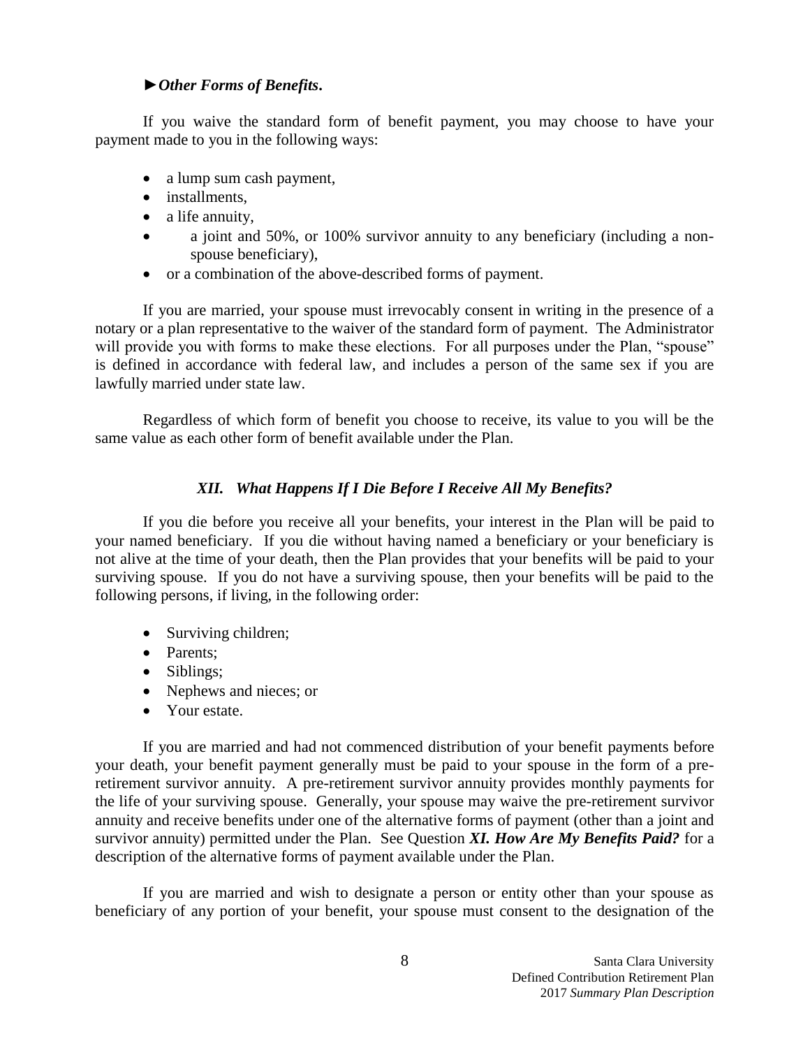***►Other Forms of Benefits.***

If you waive the standard form of benefit payment, you may choose to have your payment made to you in the following ways:

- a lump sum cash payment,
- installments,
- a life annuity,
- a joint and 50%, or 100% survivor annuity to any beneficiary (including a non-spouse beneficiary),
- or a combination of the above-described forms of payment.

If you are married, your spouse must irrevocably consent in writing in the presence of a notary or a plan representative to the waiver of the standard form of payment. The Administrator will provide you with forms to make these elections. For all purposes under the Plan, "spouse" is defined in accordance with federal law, and includes a person of the same sex if you are lawfully married under state law.

Regardless of which form of benefit you choose to receive, its value to you will be the same value as each other form of benefit available under the Plan.

### *XII. What Happens If I Die Before I Receive All My Benefits?*

If you die before you receive all your benefits, your interest in the Plan will be paid to your named beneficiary. If you die without having named a beneficiary or your beneficiary is not alive at the time of your death, then the Plan provides that your benefits will be paid to your surviving spouse. If you do not have a surviving spouse, then your benefits will be paid to the following persons, if living, in the following order:

- Surviving children;
- Parents;
- Siblings;
- Nephews and nieces; or
- Your estate.

If you are married and had not commenced distribution of your benefit payments before your death, your benefit payment generally must be paid to your spouse in the form of a pre-retirement survivor annuity. A pre-retirement survivor annuity provides monthly payments for the life of your surviving spouse. Generally, your spouse may waive the pre-retirement survivor annuity and receive benefits under one of the alternative forms of payment (other than a joint and survivor annuity) permitted under the Plan. See Question ***XI. How Are My Benefits Paid?*** for a description of the alternative forms of payment available under the Plan.

If you are married and wish to designate a person or entity other than your spouse as beneficiary of any portion of your benefit, your spouse must consent to the designation of the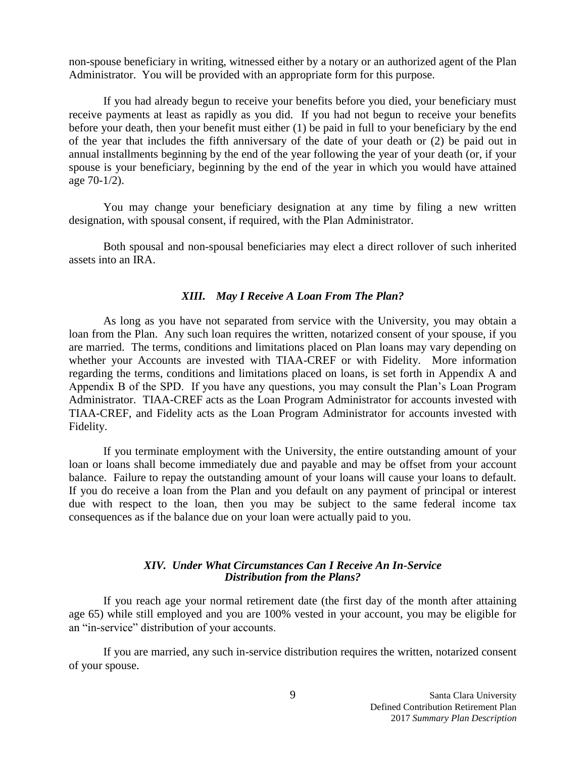non-spouse beneficiary in writing, witnessed either by a notary or an authorized agent of the Plan Administrator. You will be provided with an appropriate form for this purpose.

If you had already begun to receive your benefits before you died, your beneficiary must receive payments at least as rapidly as you did. If you had not begun to receive your benefits before your death, then your benefit must either (1) be paid in full to your beneficiary by the end of the year that includes the fifth anniversary of the date of your death or (2) be paid out in annual installments beginning by the end of the year following the year of your death (or, if your spouse is your beneficiary, beginning by the end of the year in which you would have attained age 70-1/2).

You may change your beneficiary designation at any time by filing a new written designation, with spousal consent, if required, with the Plan Administrator.

Both spousal and non-spousal beneficiaries may elect a direct rollover of such inherited assets into an IRA.

### *XIII. May I Receive A Loan From The Plan?*

As long as you have not separated from service with the University, you may obtain a loan from the Plan. Any such loan requires the written, notarized consent of your spouse, if you are married. The terms, conditions and limitations placed on Plan loans may vary depending on whether your Accounts are invested with TIAA-CREF or with Fidelity. More information regarding the terms, conditions and limitations placed on loans, is set forth in Appendix A and Appendix B of the SPD. If you have any questions, you may consult the Plan's Loan Program Administrator. TIAA-CREF acts as the Loan Program Administrator for accounts invested with TIAA-CREF, and Fidelity acts as the Loan Program Administrator for accounts invested with Fidelity.

If you terminate employment with the University, the entire outstanding amount of your loan or loans shall become immediately due and payable and may be offset from your account balance. Failure to repay the outstanding amount of your loans will cause your loans to default. If you do receive a loan from the Plan and you default on any payment of principal or interest due with respect to the loan, then you may be subject to the same federal income tax consequences as if the balance due on your loan were actually paid to you.

### *XIV. Under What Circumstances Can I Receive An In-Service Distribution from the Plans?*

If you reach age your normal retirement date (the first day of the month after attaining age 65) while still employed and you are 100% vested in your account, you may be eligible for an "in-service" distribution of your accounts.

If you are married, any such in-service distribution requires the written, notarized consent of your spouse.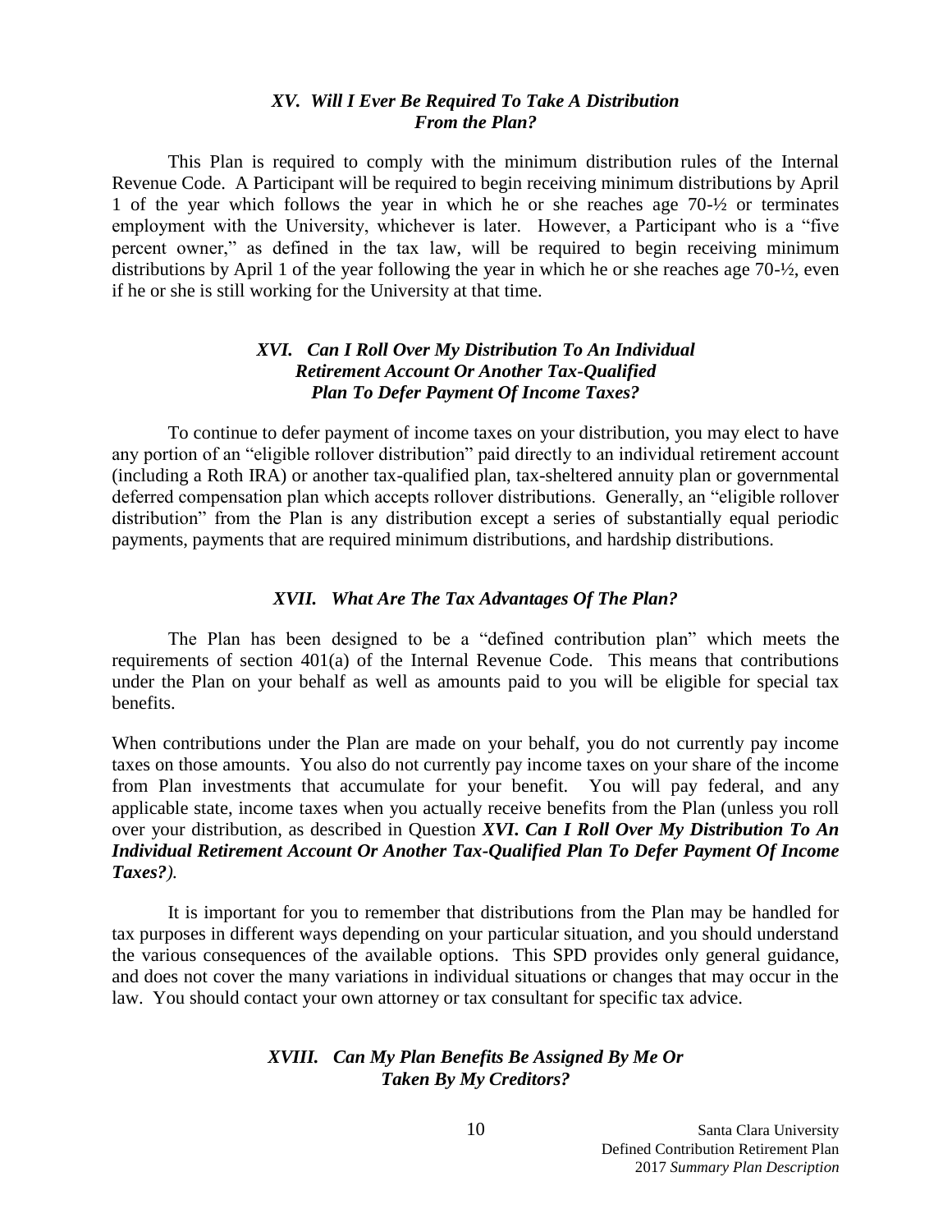### *XV. Will I Ever Be Required To Take A Distribution From the Plan?*

This Plan is required to comply with the minimum distribution rules of the Internal Revenue Code. A Participant will be required to begin receiving minimum distributions by April 1 of the year which follows the year in which he or she reaches age 70-½ or terminates employment with the University, whichever is later. However, a Participant who is a "five percent owner," as defined in the tax law, will be required to begin receiving minimum distributions by April 1 of the year following the year in which he or she reaches age 70-½, even if he or she is still working for the University at that time.

### *XVI. Can I Roll Over My Distribution To An Individual Retirement Account Or Another Tax-Qualified Plan To Defer Payment Of Income Taxes?*

To continue to defer payment of income taxes on your distribution, you may elect to have any portion of an "eligible rollover distribution" paid directly to an individual retirement account (including a Roth IRA) or another tax-qualified plan, tax-sheltered annuity plan or governmental deferred compensation plan which accepts rollover distributions. Generally, an "eligible rollover distribution" from the Plan is any distribution except a series of substantially equal periodic payments, payments that are required minimum distributions, and hardship distributions.

### *XVII. What Are The Tax Advantages Of The Plan?*

The Plan has been designed to be a "defined contribution plan" which meets the requirements of section 401(a) of the Internal Revenue Code. This means that contributions under the Plan on your behalf as well as amounts paid to you will be eligible for special tax benefits.

When contributions under the Plan are made on your behalf, you do not currently pay income taxes on those amounts. You also do not currently pay income taxes on your share of the income from Plan investments that accumulate for your benefit. You will pay federal, and any applicable state, income taxes when you actually receive benefits from the Plan (unless you roll over your distribution, as described in Question ***XVI. Can I Roll Over My Distribution To An Individual Retirement Account Or Another Tax-Qualified Plan To Defer Payment Of Income Taxes?****)*.

It is important for you to remember that distributions from the Plan may be handled for tax purposes in different ways depending on your particular situation, and you should understand the various consequences of the available options. This SPD provides only general guidance, and does not cover the many variations in individual situations or changes that may occur in the law. You should contact your own attorney or tax consultant for specific tax advice.

### *XVIII. Can My Plan Benefits Be Assigned By Me Or Taken By My Creditors?*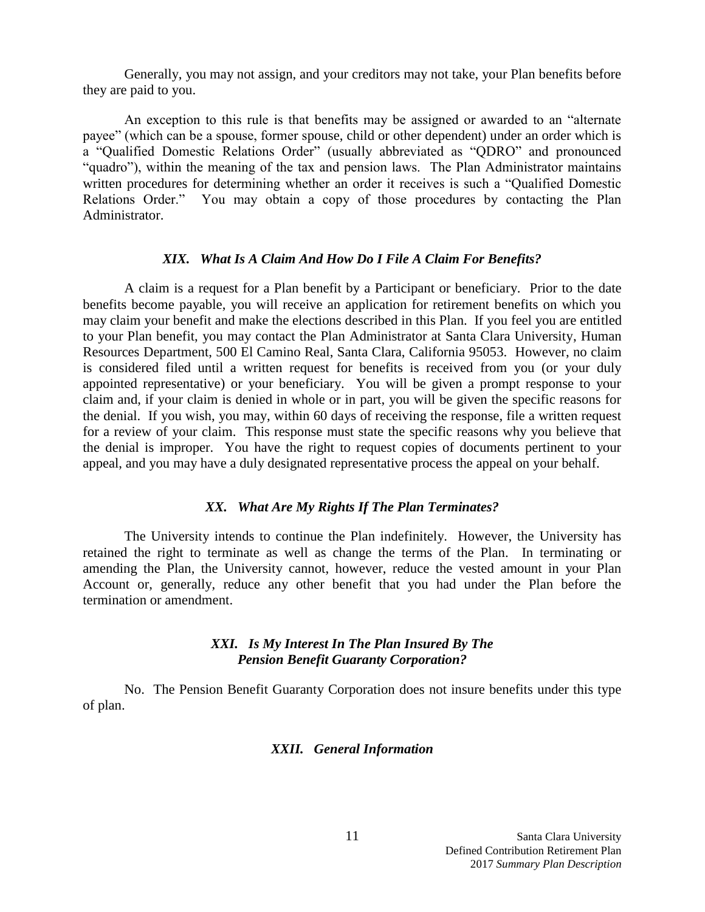Generally, you may not assign, and your creditors may not take, your Plan benefits before they are paid to you.

An exception to this rule is that benefits may be assigned or awarded to an "alternate payee" (which can be a spouse, former spouse, child or other dependent) under an order which is a "Qualified Domestic Relations Order" (usually abbreviated as "QDRO" and pronounced "quadro"), within the meaning of the tax and pension laws. The Plan Administrator maintains written procedures for determining whether an order it receives is such a "Qualified Domestic Relations Order." You may obtain a copy of those procedures by contacting the Plan Administrator.

### *XIX. What Is A Claim And How Do I File A Claim For Benefits?*

A claim is a request for a Plan benefit by a Participant or beneficiary. Prior to the date benefits become payable, you will receive an application for retirement benefits on which you may claim your benefit and make the elections described in this Plan. If you feel you are entitled to your Plan benefit, you may contact the Plan Administrator at Santa Clara University, Human Resources Department, 500 El Camino Real, Santa Clara, California 95053. However, no claim is considered filed until a written request for benefits is received from you (or your duly appointed representative) or your beneficiary. You will be given a prompt response to your claim and, if your claim is denied in whole or in part, you will be given the specific reasons for the denial. If you wish, you may, within 60 days of receiving the response, file a written request for a review of your claim. This response must state the specific reasons why you believe that the denial is improper. You have the right to request copies of documents pertinent to your appeal, and you may have a duly designated representative process the appeal on your behalf.

### *XX. What Are My Rights If The Plan Terminates?*

The University intends to continue the Plan indefinitely. However, the University has retained the right to terminate as well as change the terms of the Plan. In terminating or amending the Plan, the University cannot, however, reduce the vested amount in your Plan Account or, generally, reduce any other benefit that you had under the Plan before the termination or amendment.

### *XXI. Is My Interest In The Plan Insured By The Pension Benefit Guaranty Corporation?*

No. The Pension Benefit Guaranty Corporation does not insure benefits under this type of plan.

### *XXII. General Information*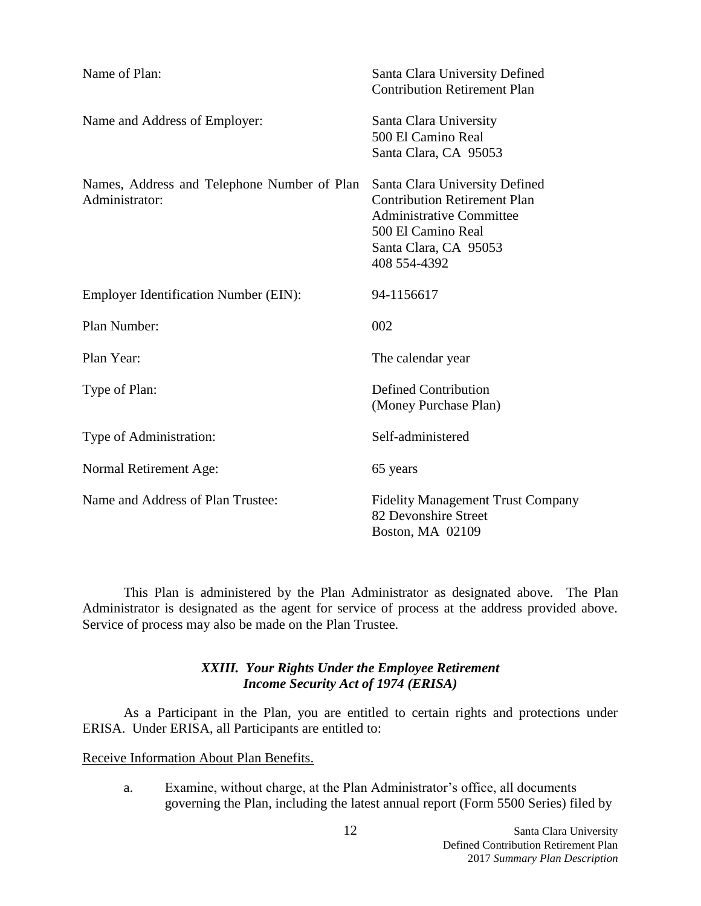| | |
|---|---|
| Name of Plan: | Santa Clara University Defined Contribution Retirement Plan |
| Name and Address of Employer: | Santa Clara University<br>500 El Camino Real<br>Santa Clara, CA 95053 |
| Names, Address and Telephone Number of Plan Administrator: | Santa Clara University Defined Contribution Retirement Plan Administrative Committee<br>500 El Camino Real<br>Santa Clara, CA 95053<br>408 554-4392 |
| Employer Identification Number (EIN): | 94-1156617 |
| Plan Number: | 002 |
| Plan Year: | The calendar year |
| Type of Plan: | Defined Contribution (Money Purchase Plan) |
| Type of Administration: | Self-administered |
| Normal Retirement Age: | 65 years |
| Name and Address of Plan Trustee: | Fidelity Management Trust Company<br>82 Devonshire Street<br>Boston, MA 02109 |

This Plan is administered by the Plan Administrator as designated above. The Plan Administrator is designated as the agent for service of process at the address provided above. Service of process may also be made on the Plan Trustee.

## *XXIII. Your Rights Under the Employee Retirement Income Security Act of 1974 (ERISA)*

As a Participant in the Plan, you are entitled to certain rights and protections under ERISA. Under ERISA, all Participants are entitled to:

Receive Information About Plan Benefits.

a. Examine, without charge, at the Plan Administrator's office, all documents governing the Plan, including the latest annual report (Form 5500 Series) filed by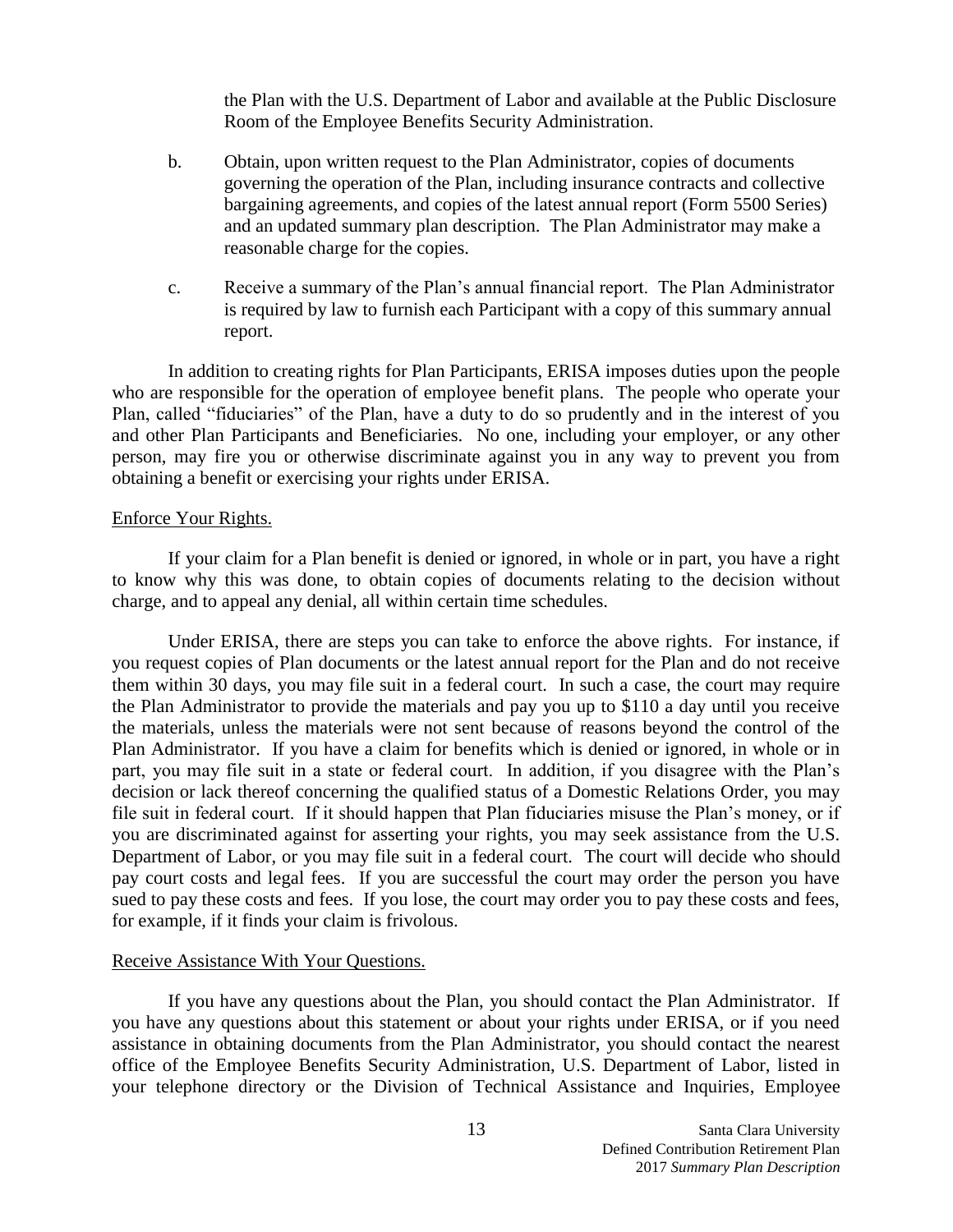the Plan with the U.S. Department of Labor and available at the Public Disclosure Room of the Employee Benefits Security Administration.

b. Obtain, upon written request to the Plan Administrator, copies of documents governing the operation of the Plan, including insurance contracts and collective bargaining agreements, and copies of the latest annual report (Form 5500 Series) and an updated summary plan description. The Plan Administrator may make a reasonable charge for the copies.

c. Receive a summary of the Plan's annual financial report. The Plan Administrator is required by law to furnish each Participant with a copy of this summary annual report.

In addition to creating rights for Plan Participants, ERISA imposes duties upon the people who are responsible for the operation of employee benefit plans. The people who operate your Plan, called "fiduciaries" of the Plan, have a duty to do so prudently and in the interest of you and other Plan Participants and Beneficiaries. No one, including your employer, or any other person, may fire you or otherwise discriminate against you in any way to prevent you from obtaining a benefit or exercising your rights under ERISA.

Enforce Your Rights.

If your claim for a Plan benefit is denied or ignored, in whole or in part, you have a right to know why this was done, to obtain copies of documents relating to the decision without charge, and to appeal any denial, all within certain time schedules.

Under ERISA, there are steps you can take to enforce the above rights. For instance, if you request copies of Plan documents or the latest annual report for the Plan and do not receive them within 30 days, you may file suit in a federal court. In such a case, the court may require the Plan Administrator to provide the materials and pay you up to $110 a day until you receive the materials, unless the materials were not sent because of reasons beyond the control of the Plan Administrator. If you have a claim for benefits which is denied or ignored, in whole or in part, you may file suit in a state or federal court. In addition, if you disagree with the Plan's decision or lack thereof concerning the qualified status of a Domestic Relations Order, you may file suit in federal court. If it should happen that Plan fiduciaries misuse the Plan's money, or if you are discriminated against for asserting your rights, you may seek assistance from the U.S. Department of Labor, or you may file suit in a federal court. The court will decide who should pay court costs and legal fees. If you are successful the court may order the person you have sued to pay these costs and fees. If you lose, the court may order you to pay these costs and fees, for example, if it finds your claim is frivolous.

Receive Assistance With Your Questions.

If you have any questions about the Plan, you should contact the Plan Administrator. If you have any questions about this statement or about your rights under ERISA, or if you need assistance in obtaining documents from the Plan Administrator, you should contact the nearest office of the Employee Benefits Security Administration, U.S. Department of Labor, listed in your telephone directory or the Division of Technical Assistance and Inquiries, Employee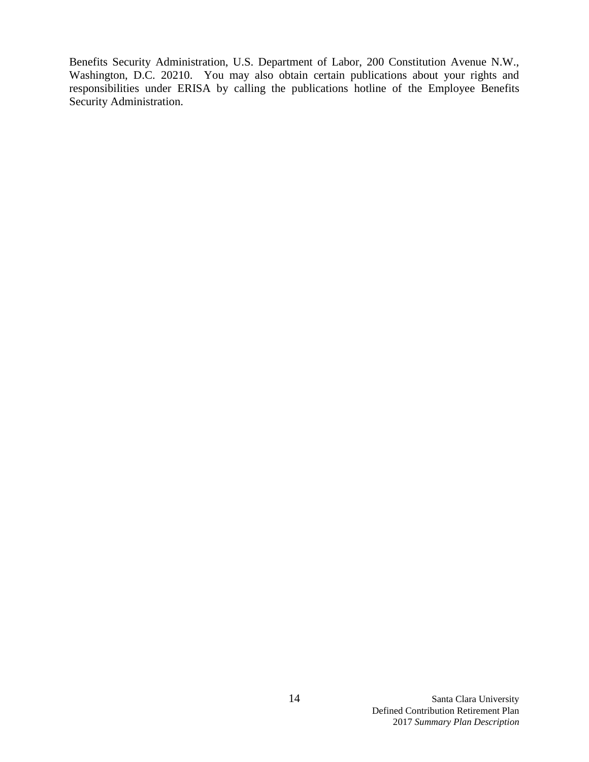Benefits Security Administration, U.S. Department of Labor, 200 Constitution Avenue N.W., Washington, D.C. 20210. You may also obtain certain publications about your rights and responsibilities under ERISA by calling the publications hotline of the Employee Benefits Security Administration.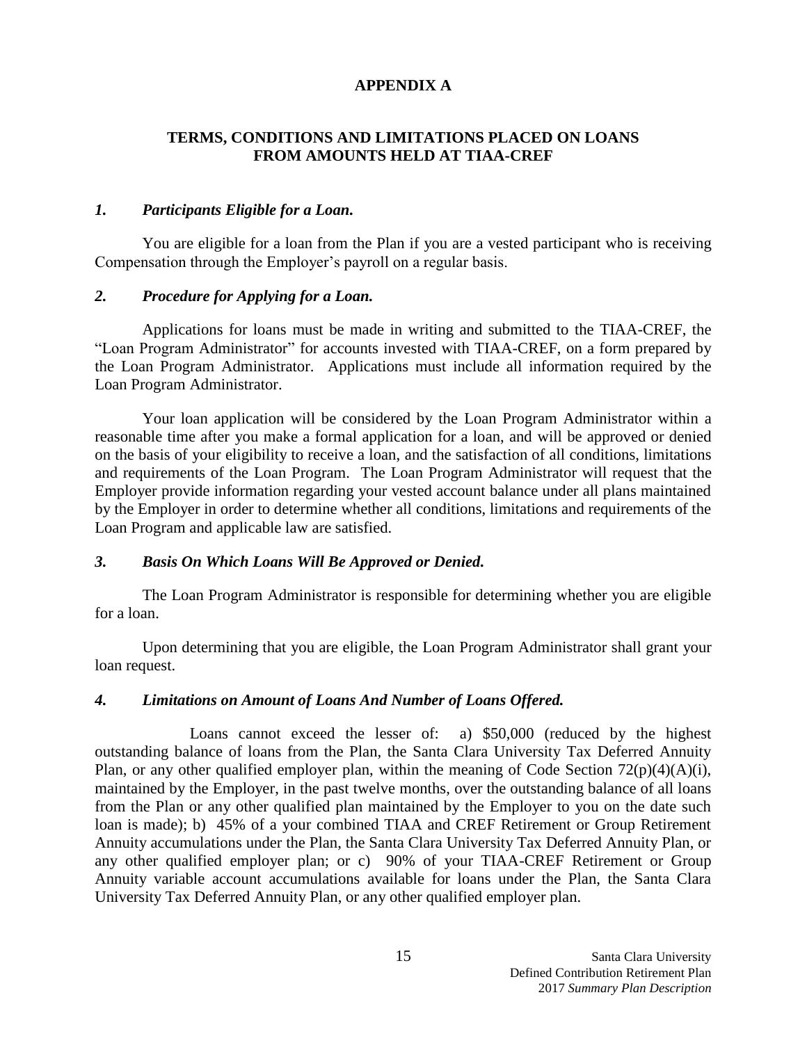# APPENDIX A

## TERMS, CONDITIONS AND LIMITATIONS PLACED ON LOANS FROM AMOUNTS HELD AT TIAA-CREF

### *1. Participants Eligible for a Loan.*

You are eligible for a loan from the Plan if you are a vested participant who is receiving Compensation through the Employer's payroll on a regular basis.

### *2. Procedure for Applying for a Loan.*

Applications for loans must be made in writing and submitted to the TIAA-CREF, the "Loan Program Administrator" for accounts invested with TIAA-CREF, on a form prepared by the Loan Program Administrator. Applications must include all information required by the Loan Program Administrator.

Your loan application will be considered by the Loan Program Administrator within a reasonable time after you make a formal application for a loan, and will be approved or denied on the basis of your eligibility to receive a loan, and the satisfaction of all conditions, limitations and requirements of the Loan Program. The Loan Program Administrator will request that the Employer provide information regarding your vested account balance under all plans maintained by the Employer in order to determine whether all conditions, limitations and requirements of the Loan Program and applicable law are satisfied.

### *3. Basis On Which Loans Will Be Approved or Denied.*

The Loan Program Administrator is responsible for determining whether you are eligible for a loan.

Upon determining that you are eligible, the Loan Program Administrator shall grant your loan request.

### *4. Limitations on Amount of Loans And Number of Loans Offered.*

Loans cannot exceed the lesser of: a) $50,000 (reduced by the highest outstanding balance of loans from the Plan, the Santa Clara University Tax Deferred Annuity Plan, or any other qualified employer plan, within the meaning of Code Section 72(p)(4)(A)(i), maintained by the Employer, in the past twelve months, over the outstanding balance of all loans from the Plan or any other qualified plan maintained by the Employer to you on the date such loan is made); b) 45% of a your combined TIAA and CREF Retirement or Group Retirement Annuity accumulations under the Plan, the Santa Clara University Tax Deferred Annuity Plan, or any other qualified employer plan; or c) 90% of your TIAA-CREF Retirement or Group Annuity variable account accumulations available for loans under the Plan, the Santa Clara University Tax Deferred Annuity Plan, or any other qualified employer plan.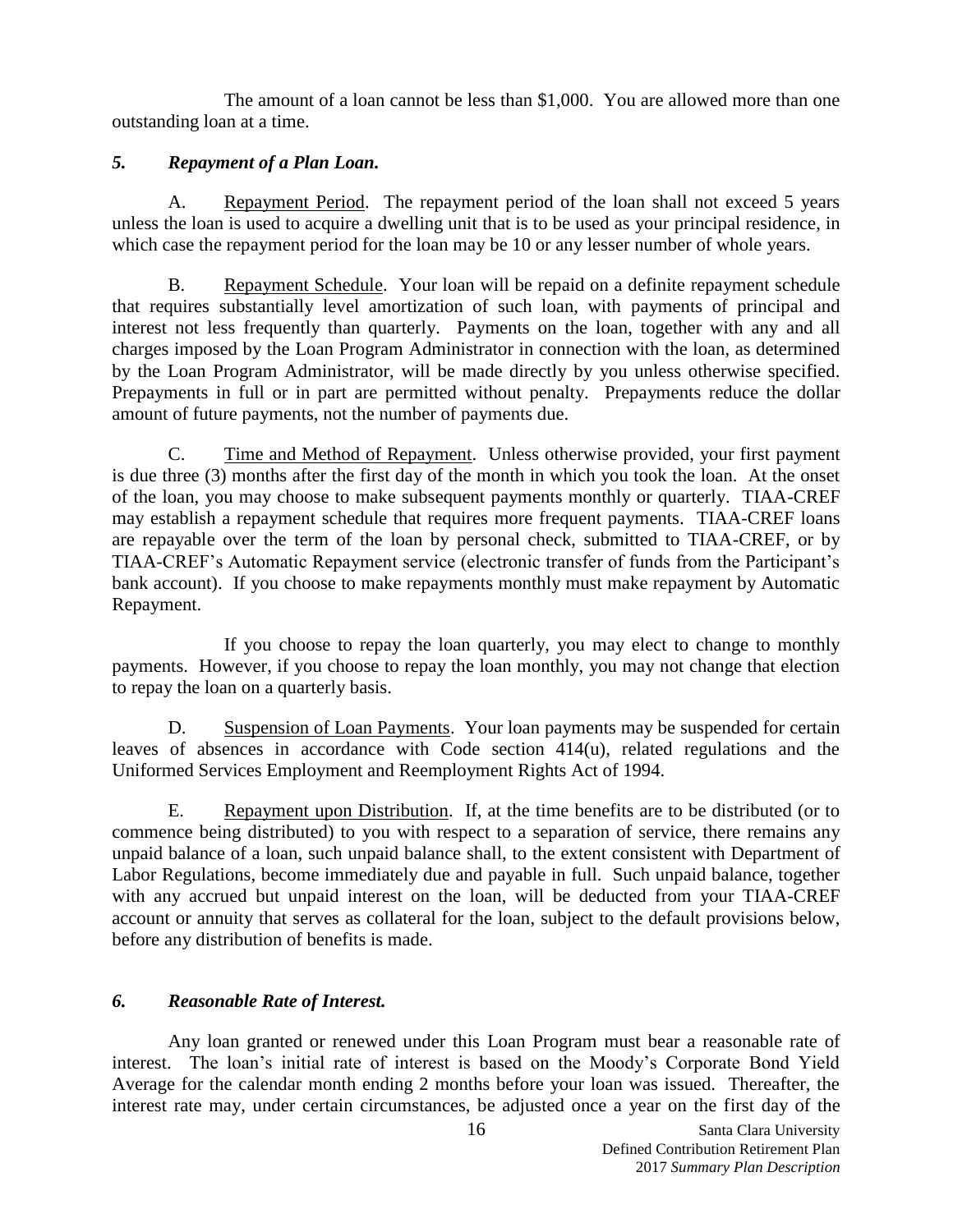The amount of a loan cannot be less than $1,000. You are allowed more than one outstanding loan at a time.

### *5. Repayment of a Plan Loan.*

A. Repayment Period. The repayment period of the loan shall not exceed 5 years unless the loan is used to acquire a dwelling unit that is to be used as your principal residence, in which case the repayment period for the loan may be 10 or any lesser number of whole years.

B. Repayment Schedule. Your loan will be repaid on a definite repayment schedule that requires substantially level amortization of such loan, with payments of principal and interest not less frequently than quarterly. Payments on the loan, together with any and all charges imposed by the Loan Program Administrator in connection with the loan, as determined by the Loan Program Administrator, will be made directly by you unless otherwise specified. Prepayments in full or in part are permitted without penalty. Prepayments reduce the dollar amount of future payments, not the number of payments due.

C. Time and Method of Repayment. Unless otherwise provided, your first payment is due three (3) months after the first day of the month in which you took the loan. At the onset of the loan, you may choose to make subsequent payments monthly or quarterly. TIAA-CREF may establish a repayment schedule that requires more frequent payments. TIAA-CREF loans are repayable over the term of the loan by personal check, submitted to TIAA-CREF, or by TIAA-CREF's Automatic Repayment service (electronic transfer of funds from the Participant's bank account). If you choose to make repayments monthly must make repayment by Automatic Repayment.

If you choose to repay the loan quarterly, you may elect to change to monthly payments. However, if you choose to repay the loan monthly, you may not change that election to repay the loan on a quarterly basis.

D. Suspension of Loan Payments. Your loan payments may be suspended for certain leaves of absences in accordance with Code section 414(u), related regulations and the Uniformed Services Employment and Reemployment Rights Act of 1994.

E. Repayment upon Distribution. If, at the time benefits are to be distributed (or to commence being distributed) to you with respect to a separation of service, there remains any unpaid balance of a loan, such unpaid balance shall, to the extent consistent with Department of Labor Regulations, become immediately due and payable in full. Such unpaid balance, together with any accrued but unpaid interest on the loan, will be deducted from your TIAA-CREF account or annuity that serves as collateral for the loan, subject to the default provisions below, before any distribution of benefits is made.

### *6. Reasonable Rate of Interest.*

Any loan granted or renewed under this Loan Program must bear a reasonable rate of interest. The loan's initial rate of interest is based on the Moody's Corporate Bond Yield Average for the calendar month ending 2 months before your loan was issued. Thereafter, the interest rate may, under certain circumstances, be adjusted once a year on the first day of the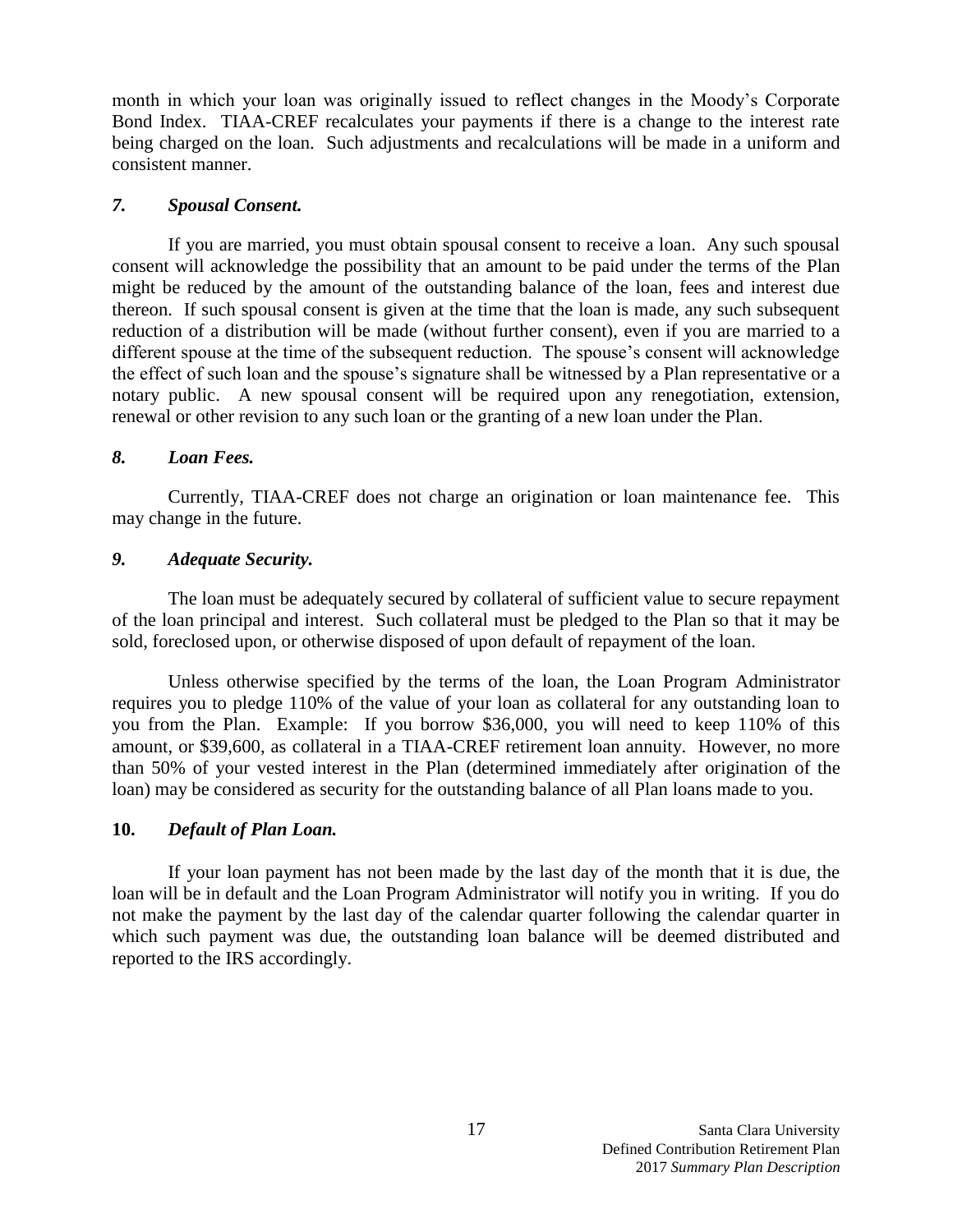month in which your loan was originally issued to reflect changes in the Moody's Corporate Bond Index. TIAA-CREF recalculates your payments if there is a change to the interest rate being charged on the loan. Such adjustments and recalculations will be made in a uniform and consistent manner.

### *7. Spousal Consent.*

If you are married, you must obtain spousal consent to receive a loan. Any such spousal consent will acknowledge the possibility that an amount to be paid under the terms of the Plan might be reduced by the amount of the outstanding balance of the loan, fees and interest due thereon. If such spousal consent is given at the time that the loan is made, any such subsequent reduction of a distribution will be made (without further consent), even if you are married to a different spouse at the time of the subsequent reduction. The spouse's consent will acknowledge the effect of such loan and the spouse's signature shall be witnessed by a Plan representative or a notary public. A new spousal consent will be required upon any renegotiation, extension, renewal or other revision to any such loan or the granting of a new loan under the Plan.

### *8. Loan Fees.*

Currently, TIAA-CREF does not charge an origination or loan maintenance fee. This may change in the future.

### *9. Adequate Security.*

The loan must be adequately secured by collateral of sufficient value to secure repayment of the loan principal and interest. Such collateral must be pledged to the Plan so that it may be sold, foreclosed upon, or otherwise disposed of upon default of repayment of the loan.

Unless otherwise specified by the terms of the loan, the Loan Program Administrator requires you to pledge 110% of the value of your loan as collateral for any outstanding loan to you from the Plan. Example: If you borrow $36,000, you will need to keep 110% of this amount, or $39,600, as collateral in a TIAA-CREF retirement loan annuity. However, no more than 50% of your vested interest in the Plan (determined immediately after origination of the loan) may be considered as security for the outstanding balance of all Plan loans made to you.

### **10.** *Default of Plan Loan.*

If your loan payment has not been made by the last day of the month that it is due, the loan will be in default and the Loan Program Administrator will notify you in writing. If you do not make the payment by the last day of the calendar quarter following the calendar quarter in which such payment was due, the outstanding loan balance will be deemed distributed and reported to the IRS accordingly.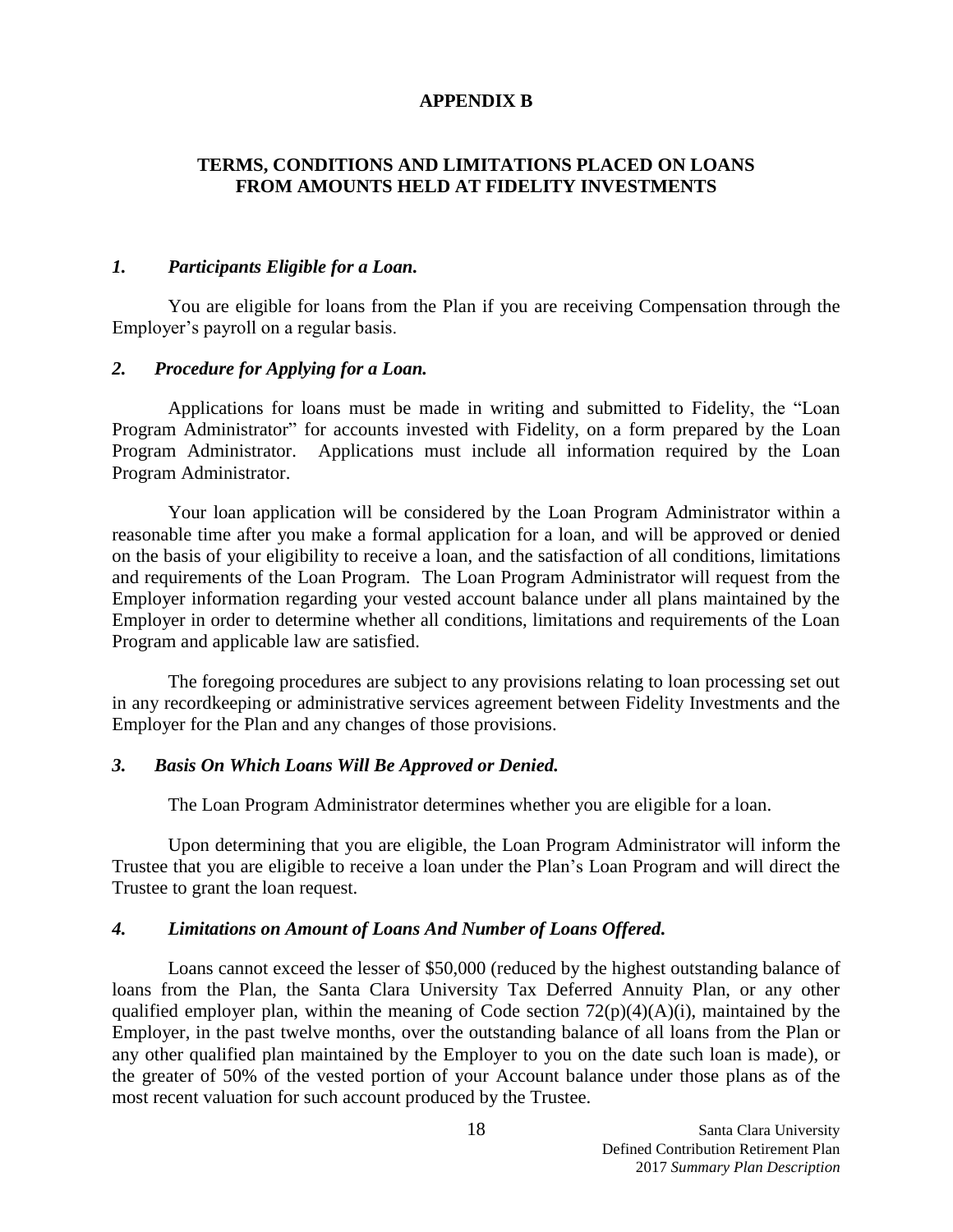# APPENDIX B

## TERMS, CONDITIONS AND LIMITATIONS PLACED ON LOANS FROM AMOUNTS HELD AT FIDELITY INVESTMENTS

### *1. Participants Eligible for a Loan.*

You are eligible for loans from the Plan if you are receiving Compensation through the Employer's payroll on a regular basis.

### *2. Procedure for Applying for a Loan.*

Applications for loans must be made in writing and submitted to Fidelity, the "Loan Program Administrator" for accounts invested with Fidelity, on a form prepared by the Loan Program Administrator. Applications must include all information required by the Loan Program Administrator.

Your loan application will be considered by the Loan Program Administrator within a reasonable time after you make a formal application for a loan, and will be approved or denied on the basis of your eligibility to receive a loan, and the satisfaction of all conditions, limitations and requirements of the Loan Program. The Loan Program Administrator will request from the Employer information regarding your vested account balance under all plans maintained by the Employer in order to determine whether all conditions, limitations and requirements of the Loan Program and applicable law are satisfied.

The foregoing procedures are subject to any provisions relating to loan processing set out in any recordkeeping or administrative services agreement between Fidelity Investments and the Employer for the Plan and any changes of those provisions.

### *3. Basis On Which Loans Will Be Approved or Denied.*

The Loan Program Administrator determines whether you are eligible for a loan.

Upon determining that you are eligible, the Loan Program Administrator will inform the Trustee that you are eligible to receive a loan under the Plan's Loan Program and will direct the Trustee to grant the loan request.

### *4. Limitations on Amount of Loans And Number of Loans Offered.*

Loans cannot exceed the lesser of $50,000 (reduced by the highest outstanding balance of loans from the Plan, the Santa Clara University Tax Deferred Annuity Plan, or any other qualified employer plan, within the meaning of Code section 72(p)(4)(A)(i), maintained by the Employer, in the past twelve months, over the outstanding balance of all loans from the Plan or any other qualified plan maintained by the Employer to you on the date such loan is made), or the greater of 50% of the vested portion of your Account balance under those plans as of the most recent valuation for such account produced by the Trustee.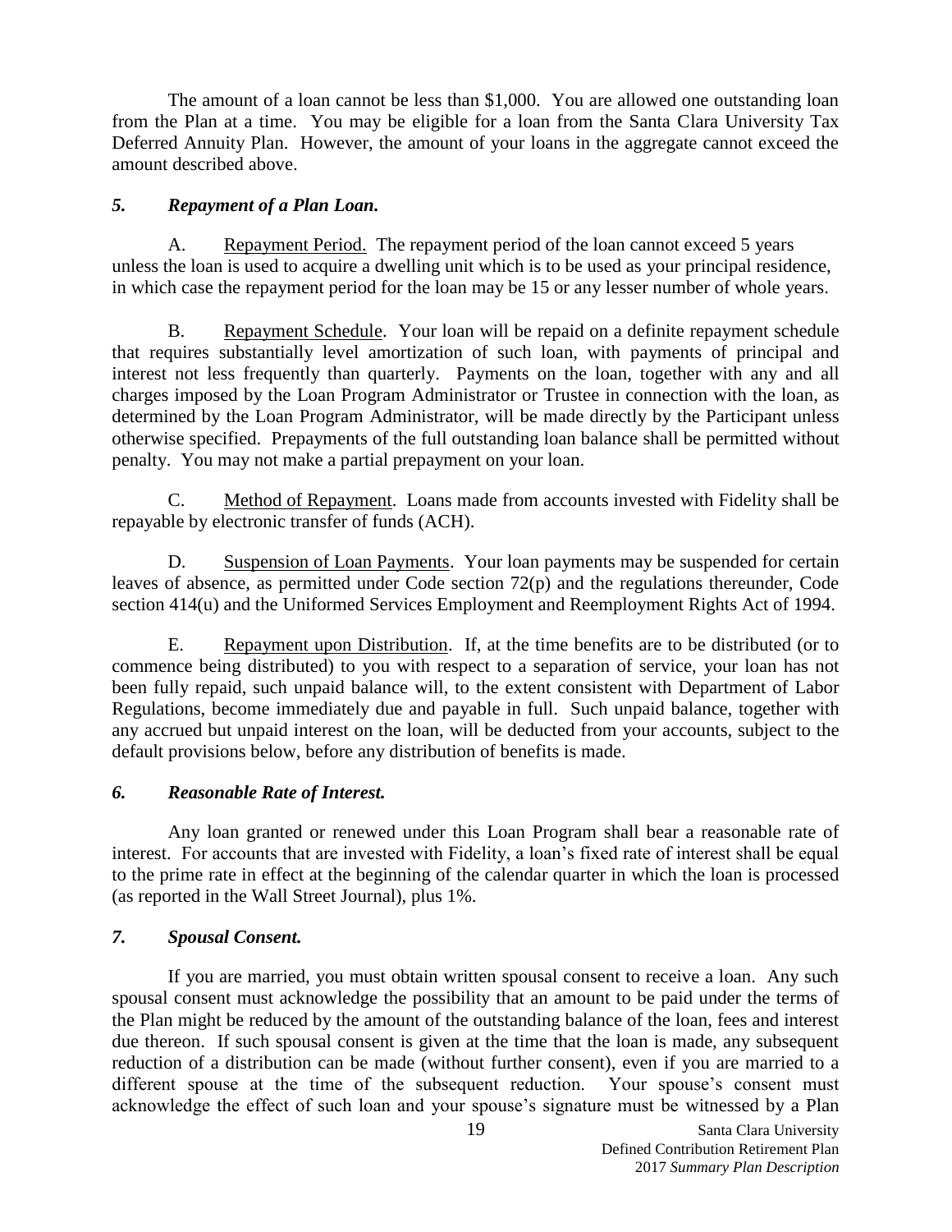The amount of a loan cannot be less than $1,000. You are allowed one outstanding loan from the Plan at a time. You may be eligible for a loan from the Santa Clara University Tax Deferred Annuity Plan. However, the amount of your loans in the aggregate cannot exceed the amount described above.

### *5. Repayment of a Plan Loan.*

A. Repayment Period. The repayment period of the loan cannot exceed 5 years unless the loan is used to acquire a dwelling unit which is to be used as your principal residence, in which case the repayment period for the loan may be 15 or any lesser number of whole years.

B. Repayment Schedule. Your loan will be repaid on a definite repayment schedule that requires substantially level amortization of such loan, with payments of principal and interest not less frequently than quarterly. Payments on the loan, together with any and all charges imposed by the Loan Program Administrator or Trustee in connection with the loan, as determined by the Loan Program Administrator, will be made directly by the Participant unless otherwise specified. Prepayments of the full outstanding loan balance shall be permitted without penalty. You may not make a partial prepayment on your loan.

C. Method of Repayment. Loans made from accounts invested with Fidelity shall be repayable by electronic transfer of funds (ACH).

D. Suspension of Loan Payments. Your loan payments may be suspended for certain leaves of absence, as permitted under Code section 72(p) and the regulations thereunder, Code section 414(u) and the Uniformed Services Employment and Reemployment Rights Act of 1994.

E. Repayment upon Distribution. If, at the time benefits are to be distributed (or to commence being distributed) to you with respect to a separation of service, your loan has not been fully repaid, such unpaid balance will, to the extent consistent with Department of Labor Regulations, become immediately due and payable in full. Such unpaid balance, together with any accrued but unpaid interest on the loan, will be deducted from your accounts, subject to the default provisions below, before any distribution of benefits is made.

### *6. Reasonable Rate of Interest.*

Any loan granted or renewed under this Loan Program shall bear a reasonable rate of interest. For accounts that are invested with Fidelity, a loan's fixed rate of interest shall be equal to the prime rate in effect at the beginning of the calendar quarter in which the loan is processed (as reported in the Wall Street Journal), plus 1%.

### *7. Spousal Consent.*

If you are married, you must obtain written spousal consent to receive a loan. Any such spousal consent must acknowledge the possibility that an amount to be paid under the terms of the Plan might be reduced by the amount of the outstanding balance of the loan, fees and interest due thereon. If such spousal consent is given at the time that the loan is made, any subsequent reduction of a distribution can be made (without further consent), even if you are married to a different spouse at the time of the subsequent reduction. Your spouse's consent must acknowledge the effect of such loan and your spouse's signature must be witnessed by a Plan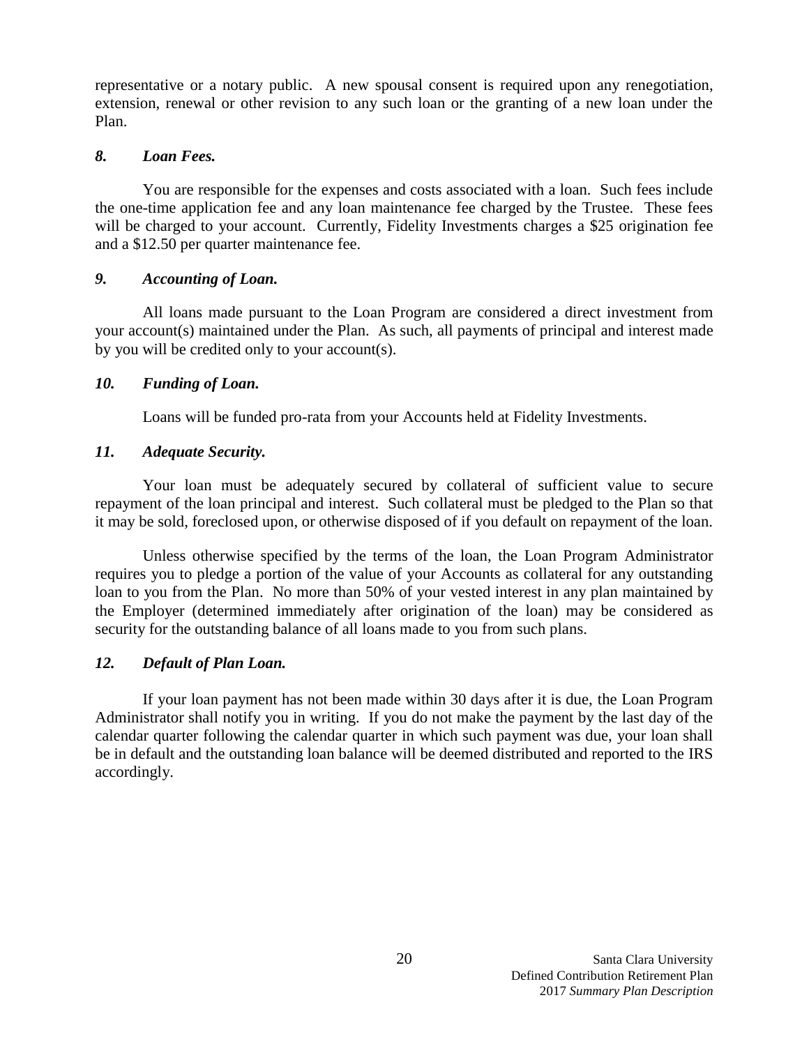representative or a notary public. A new spousal consent is required upon any renegotiation, extension, renewal or other revision to any such loan or the granting of a new loan under the Plan.

### *8. Loan Fees.*

You are responsible for the expenses and costs associated with a loan. Such fees include the one-time application fee and any loan maintenance fee charged by the Trustee. These fees will be charged to your account. Currently, Fidelity Investments charges a $25 origination fee and a $12.50 per quarter maintenance fee.

### *9. Accounting of Loan.*

All loans made pursuant to the Loan Program are considered a direct investment from your account(s) maintained under the Plan. As such, all payments of principal and interest made by you will be credited only to your account(s).

### *10. Funding of Loan.*

Loans will be funded pro-rata from your Accounts held at Fidelity Investments.

### *11. Adequate Security.*

Your loan must be adequately secured by collateral of sufficient value to secure repayment of the loan principal and interest. Such collateral must be pledged to the Plan so that it may be sold, foreclosed upon, or otherwise disposed of if you default on repayment of the loan.

Unless otherwise specified by the terms of the loan, the Loan Program Administrator requires you to pledge a portion of the value of your Accounts as collateral for any outstanding loan to you from the Plan. No more than 50% of your vested interest in any plan maintained by the Employer (determined immediately after origination of the loan) may be considered as security for the outstanding balance of all loans made to you from such plans.

### *12. Default of Plan Loan.*

If your loan payment has not been made within 30 days after it is due, the Loan Program Administrator shall notify you in writing. If you do not make the payment by the last day of the calendar quarter following the calendar quarter in which such payment was due, your loan shall be in default and the outstanding loan balance will be deemed distributed and reported to the IRS accordingly.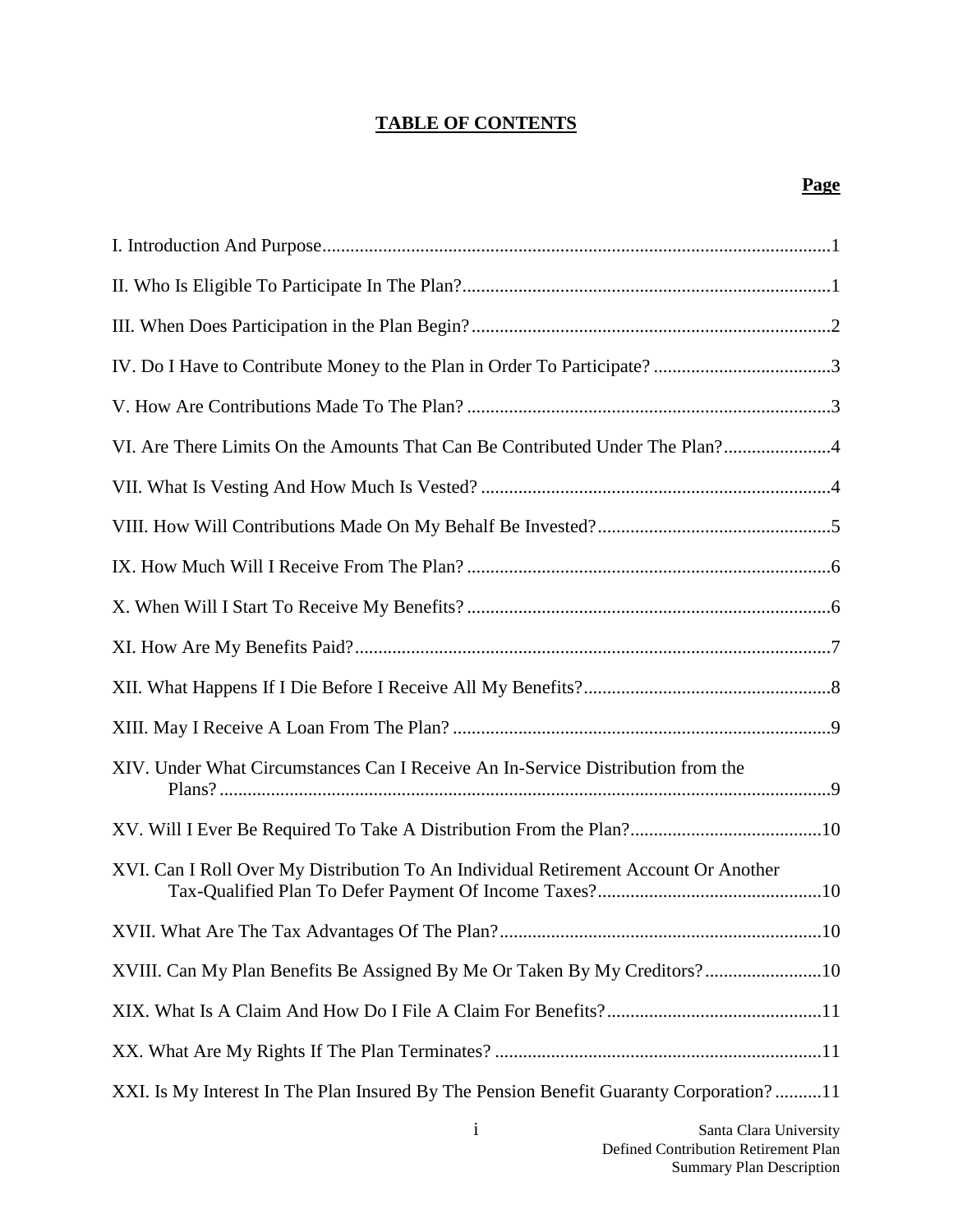# TABLE OF CONTENTS

| | Page |
|---|---|
| I. Introduction And Purpose | 1 |
| II. Who Is Eligible To Participate In The Plan? | 1 |
| III. When Does Participation in the Plan Begin? | 2 |
| IV. Do I Have to Contribute Money to the Plan in Order To Participate? | 3 |
| V. How Are Contributions Made To The Plan? | 3 |
| VI. Are There Limits On the Amounts That Can Be Contributed Under The Plan? | 4 |
| VII. What Is Vesting And How Much Is Vested? | 4 |
| VIII. How Will Contributions Made On My Behalf Be Invested? | 5 |
| IX. How Much Will I Receive From The Plan? | 6 |
| X. When Will I Start To Receive My Benefits? | 6 |
| XI. How Are My Benefits Paid? | 7 |
| XII. What Happens If I Die Before I Receive All My Benefits? | 8 |
| XIII. May I Receive A Loan From The Plan? | 9 |
| XIV. Under What Circumstances Can I Receive An In-Service Distribution from the Plans? | 9 |
| XV. Will I Ever Be Required To Take A Distribution From the Plan? | 10 |
| XVI. Can I Roll Over My Distribution To An Individual Retirement Account Or Another Tax-Qualified Plan To Defer Payment Of Income Taxes? | 10 |
| XVII. What Are The Tax Advantages Of The Plan? | 10 |
| XVIII. Can My Plan Benefits Be Assigned By Me Or Taken By My Creditors? | 10 |
| XIX. What Is A Claim And How Do I File A Claim For Benefits? | 11 |
| XX. What Are My Rights If The Plan Terminates? | 11 |
| XXI. Is My Interest In The Plan Insured By The Pension Benefit Guaranty Corporation? | 11 |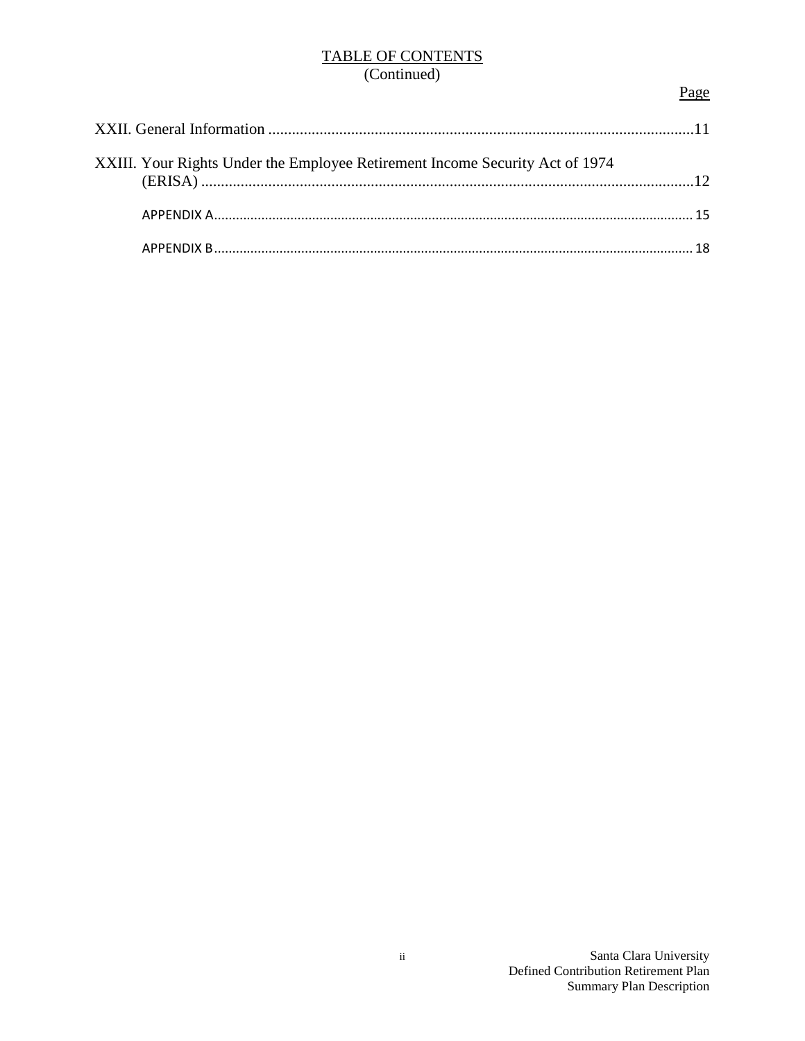## TABLE OF CONTENTS
(Continued)

| | Page |
|---|---|
| XXII. General Information | 11 |
| XXIII. Your Rights Under the Employee Retirement Income Security Act of 1974 (ERISA) | 12 |
| APPENDIX A | 15 |
| APPENDIX B | 18 |